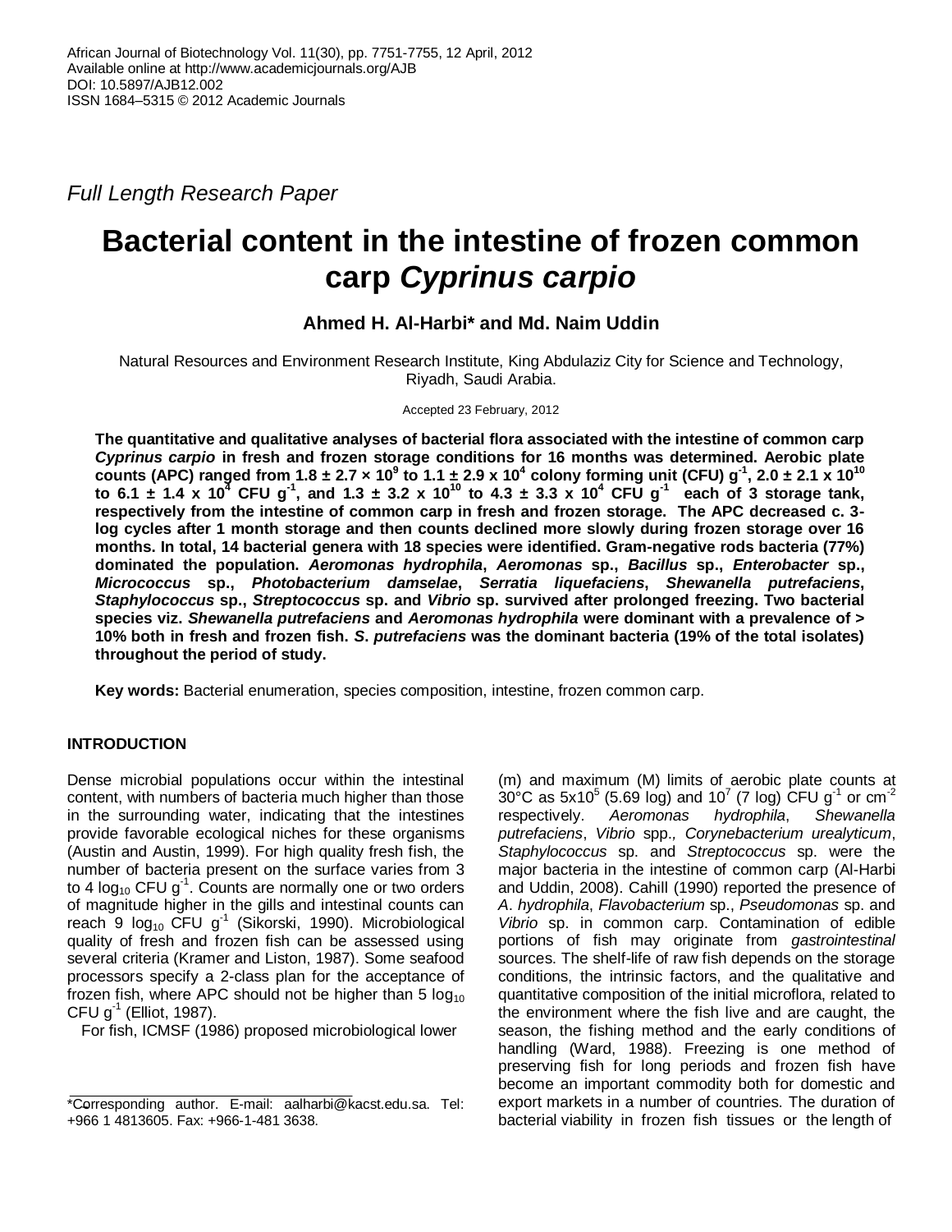African Journal of Biotechnology Vol. 11(30), pp. 7751-7755, 12 April, 2012
Available online at http://www.academicjournals.org/AJB
DOI: 10.5897/AJB12.002
ISSN 1684–5315 © 2012 Academic Journals

*Full Length Research Paper*

# Bacterial content in the intestine of frozen common carp *Cyprinus carpio*

**Ahmed H. Al-Harbi* and Md. Naim Uddin**

Natural Resources and Environment Research Institute, King Abdulaziz City for Science and Technology, Riyadh, Saudi Arabia.

Accepted 23 February, 2012

**The quantitative and qualitative analyses of bacterial flora associated with the intestine of common carp *Cyprinus carpio* in fresh and frozen storage conditions for 16 months was determined. Aerobic plate counts (APC) ranged from 1.8 ± 2.7 × $10^9$ to 1.1 ± 2.9 x $10^4$ colony forming unit (CFU) $g^{-1}$, 2.0 ± 2.1 x $10^{10}$ to 6.1 ± 1.4 x $10^4$ CFU $g^{-1}$, and 1.3 ± 3.2 x $10^{10}$ to 4.3 ± 3.3 x $10^4$ CFU $g^{-1}$ each of 3 storage tank, respectively from the intestine of common carp in fresh and frozen storage. The APC decreased c. 3-log cycles after 1 month storage and then counts declined more slowly during frozen storage over 16 months. In total, 14 bacterial genera with 18 species were identified. Gram-negative rods bacteria (77%) dominated the population. *Aeromonas hydrophila*, *Aeromonas* sp., *Bacillus* sp., *Enterobacter* sp., *Micrococcus* sp., *Photobacterium damselae*, *Serratia liquefaciens*, *Shewanella putrefaciens*, *Staphylococcus* sp., *Streptococcus* sp. and *Vibrio* sp. survived after prolonged freezing. Two bacterial species viz. *Shewanella putrefaciens* and *Aeromonas hydrophila* were dominant with a prevalence of > 10% both in fresh and frozen fish. *S. putrefaciens* was the dominant bacteria (19% of the total isolates) throughout the period of study.**

**Key words:** Bacterial enumeration, species composition, intestine, frozen common carp.

## INTRODUCTION

Dense microbial populations occur within the intestinal content, with numbers of bacteria much higher than those in the surrounding water, indicating that the intestines provide favorable ecological niches for these organisms (Austin and Austin, 1999). For high quality fresh fish, the number of bacteria present on the surface varies from 3 to 4 $\log_{10}$ CFU $g^{-1}$. Counts are normally one or two orders of magnitude higher in the gills and intestinal counts can reach 9 $\log_{10}$ CFU $g^{-1}$ (Sikorski, 1990). Microbiological quality of fresh and frozen fish can be assessed using several criteria (Kramer and Liston, 1987). Some seafood processors specify a 2-class plan for the acceptance of frozen fish, where APC should not be higher than 5 $\log_{10}$ CFU $g^{-1}$ (Elliot, 1987).

For fish, ICMSF (1986) proposed microbiological lower (m) and maximum (M) limits of aerobic plate counts at 30°C as 5x$10^5$ (5.69 log) and $10^7$ (7 log) CFU $g^{-1}$ or $cm^{-2}$ respectively. *Aeromonas hydrophila*, *Shewanella putrefaciens*, *Vibrio* spp., *Corynebacterium urealyticum*, *Staphylococcus* sp. and *Streptococcus* sp. were the major bacteria in the intestine of common carp (Al-Harbi and Uddin, 2008). Cahill (1990) reported the presence of *A. hydrophila*, *Flavobacterium* sp., *Pseudomonas* sp. and *Vibrio* sp. in common carp. Contamination of edible portions of fish may originate from *gastrointestinal* sources. The shelf-life of raw fish depends on the storage conditions, the intrinsic factors, and the qualitative and quantitative composition of the initial microflora, related to the environment where the fish live and are caught, the season, the fishing method and the early conditions of handling (Ward, 1988). Freezing is one method of preserving fish for long periods and frozen fish have become an important commodity both for domestic and export markets in a number of countries. The duration of bacterial viability in frozen fish tissues or the length of

*Corresponding author. E-mail: aalharbi@kacst.edu.sa. Tel: +966 1 4813605. Fax: +966-1-481 3638.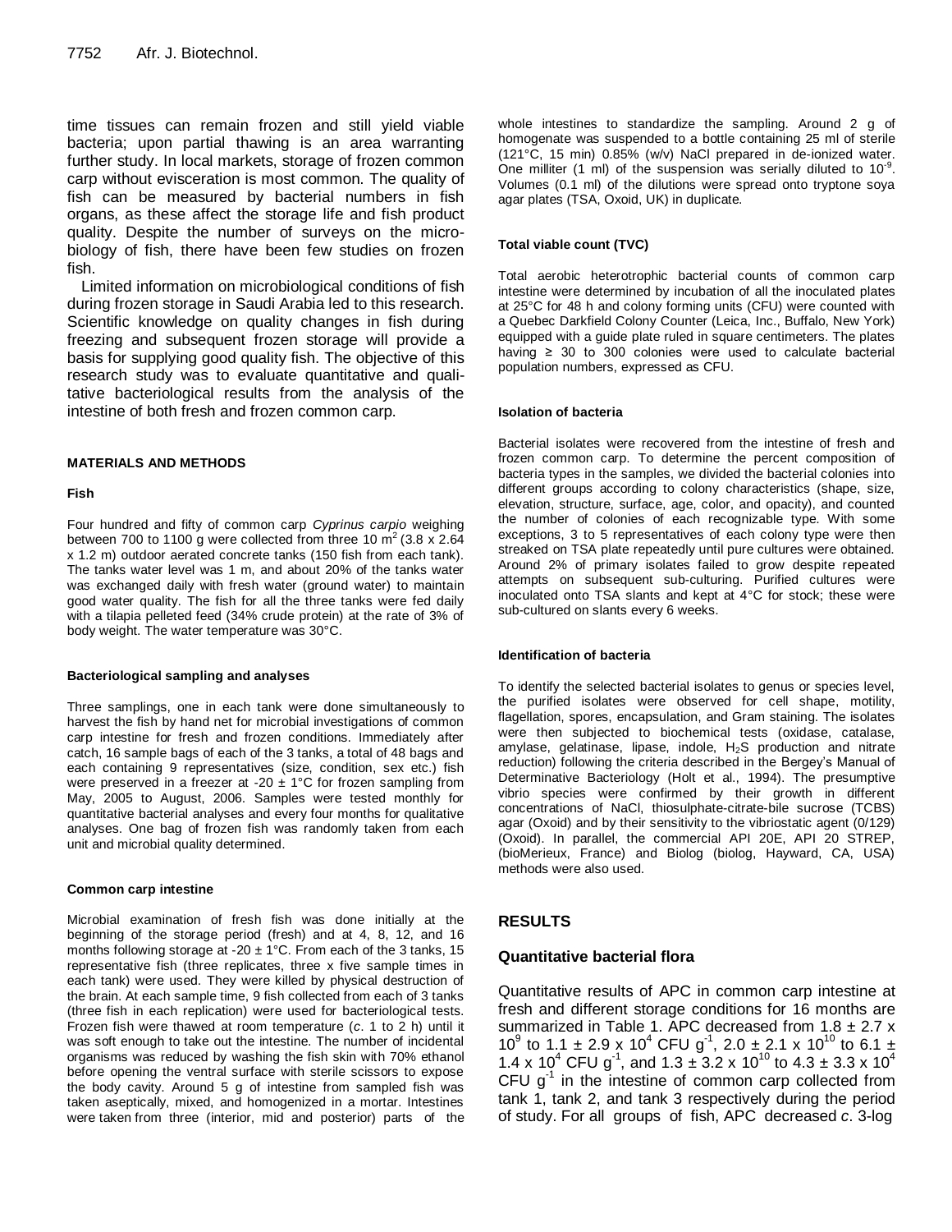time tissues can remain frozen and still yield viable bacteria; upon partial thawing is an area warranting further study. In local markets, storage of frozen common carp without evisceration is most common. The quality of fish can be measured by bacterial numbers in fish organs, as these affect the storage life and fish product quality. Despite the number of surveys on the microbiology of fish, there have been few studies on frozen fish.

Limited information on microbiological conditions of fish during frozen storage in Saudi Arabia led to this research. Scientific knowledge on quality changes in fish during freezing and subsequent frozen storage will provide a basis for supplying good quality fish. The objective of this research study was to evaluate quantitative and qualitative bacteriological results from the analysis of the intestine of both fresh and frozen common carp.

## MATERIALS AND METHODS

### Fish

Four hundred and fifty of common carp *Cyprinus carpio* weighing between 700 to 1100 g were collected from three 10 $m^2$ (3.8 x 2.64 x 1.2 m) outdoor aerated concrete tanks (150 fish from each tank). The tanks water level was 1 m, and about 20% of the tanks water was exchanged daily with fresh water (ground water) to maintain good water quality. The fish for all the three tanks were fed daily with a tilapia pelleted feed (34% crude protein) at the rate of 3% of body weight. The water temperature was 30°C.

### Bacteriological sampling and analyses

Three samplings, one in each tank were done simultaneously to harvest the fish by hand net for microbial investigations of common carp intestine for fresh and frozen conditions. Immediately after catch, 16 sample bags of each of the 3 tanks, a total of 48 bags and each containing 9 representatives (size, condition, sex etc.) fish were preserved in a freezer at -20 ± 1°C for frozen sampling from May, 2005 to August, 2006. Samples were tested monthly for quantitative bacterial analyses and every four months for qualitative analyses. One bag of frozen fish was randomly taken from each unit and microbial quality determined.

### Common carp intestine

Microbial examination of fresh fish was done initially at the beginning of the storage period (fresh) and at 4, 8, 12, and 16 months following storage at -20 ± 1°C. From each of the 3 tanks, 15 representative fish (three replicates, three x five sample times in each tank) were used. They were killed by physical destruction of the brain. At each sample time, 9 fish collected from each of 3 tanks (three fish in each replication) were used for bacteriological tests. Frozen fish were thawed at room temperature (*c*. 1 to 2 h) until it was soft enough to take out the intestine. The number of incidental organisms was reduced by washing the fish skin with 70% ethanol before opening the ventral surface with sterile scissors to expose the body cavity. Around 5 g of intestine from sampled fish was taken aseptically, mixed, and homogenized in a mortar. Intestines were taken from three (interior, mid and posterior) parts of the whole intestines to standardize the sampling. Around 2 g of homogenate was suspended to a bottle containing 25 ml of sterile (121°C, 15 min) 0.85% (w/v) NaCl prepared in de-ionized water. One milliter (1 ml) of the suspension was serially diluted to $10^{-9}$. Volumes (0.1 ml) of the dilutions were spread onto tryptone soya agar plates (TSA, Oxoid, UK) in duplicate.

### Total viable count (TVC)

Total aerobic heterotrophic bacterial counts of common carp intestine were determined by incubation of all the inoculated plates at 25°C for 48 h and colony forming units (CFU) were counted with a Quebec Darkfield Colony Counter (Leica, Inc., Buffalo, New York) equipped with a guide plate ruled in square centimeters. The plates having ≥ 30 to 300 colonies were used to calculate bacterial population numbers, expressed as CFU.

### Isolation of bacteria

Bacterial isolates were recovered from the intestine of fresh and frozen common carp. To determine the percent composition of bacteria types in the samples, we divided the bacterial colonies into different groups according to colony characteristics (shape, size, elevation, structure, surface, age, color, and opacity), and counted the number of colonies of each recognizable type. With some exceptions, 3 to 5 representatives of each colony type were then streaked on TSA plate repeatedly until pure cultures were obtained. Around 2% of primary isolates failed to grow despite repeated attempts on subsequent sub-culturing. Purified cultures were inoculated onto TSA slants and kept at 4°C for stock; these were sub-cultured on slants every 6 weeks.

### Identification of bacteria

To identify the selected bacterial isolates to genus or species level, the purified isolates were observed for cell shape, motility, flagellation, spores, encapsulation, and Gram staining. The isolates were then subjected to biochemical tests (oxidase, catalase, amylase, gelatinase, lipase, indole, $H_2S$ production and nitrate reduction) following the criteria described in the Bergey's Manual of Determinative Bacteriology (Holt et al., 1994). The presumptive vibrio species were confirmed by their growth in different concentrations of NaCl, thiosulphate-citrate-bile sucrose (TCBS) agar (Oxoid) and by their sensitivity to the vibriostatic agent (0/129) (Oxoid). In parallel, the commercial API 20E, API 20 STREP, (bioMerieux, France) and Biolog (biolog, Hayward, CA, USA) methods were also used.

## RESULTS

### Quantitative bacterial flora

Quantitative results of APC in common carp intestine at fresh and different storage conditions for 16 months are summarized in Table 1. APC decreased from 1.8 ± 2.7 x $10^9$ to 1.1 ± 2.9 x $10^4$ CFU $g^{-1}$, 2.0 ± 2.1 x $10^{10}$ to 6.1 ± 1.4 x $10^4$ CFU $g^{-1}$, and 1.3 ± 3.2 x $10^{10}$ to 4.3 ± 3.3 x $10^4$ CFU $g^{-1}$ in the intestine of common carp collected from tank 1, tank 2, and tank 3 respectively during the period of study. For all groups of fish, APC decreased *c*. 3-log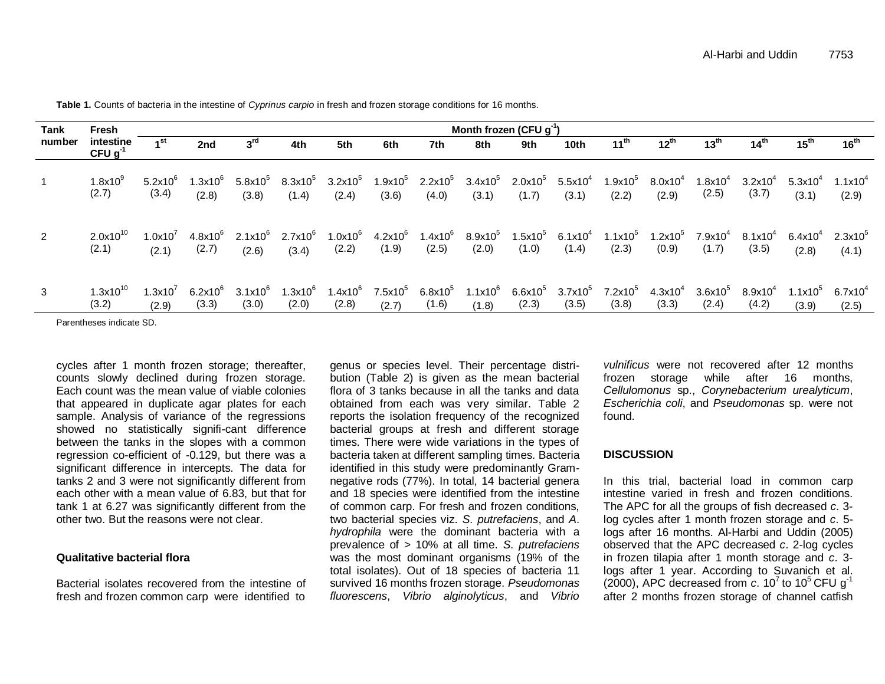**Table 1.** Counts of bacteria in the intestine of *Cyprinus carpio* in fresh and frozen storage conditions for 16 months.

| Tank number | Fresh intestine CFU $g^{-1}$ | Month frozen (CFU $g^{-1}$) | | | | | | | | | | | | | | | |
|---|---|---|---|---|---|---|---|---|---|---|---|---|---|---|---|---|---|
| | | 1st | 2nd | 3rd | 4th | 5th | 6th | 7th | 8th | 9th | 10th | 11th | 12th | 13th | 14th | 15th | 16th |
| 1 | $1.8x10^9$ (2.7) | $5.2x10^6$ (3.4) | $1.3x10^6$ (2.8) | $5.8x10^5$ (3.8) | $8.3x10^5$ (1.4) | $3.2x10^5$ (2.4) | $1.9x10^5$ (3.6) | $2.2x10^5$ (4.0) | $3.4x10^5$ (3.1) | $2.0x10^5$ (1.7) | $5.5x10^4$ (3.1) | $1.9x10^5$ (2.2) | $8.0x10^4$ (2.9) | $1.8x10^4$ (2.5) | $3.2x10^4$ (3.7) | $5.3x10^4$ (3.1) | $1.1x10^4$ (2.9) |
| 2 | $2.0x10^{10}$ (2.1) | $1.0x10^7$ (2.1) | $4.8x10^6$ (2.7) | $2.1x10^6$ (2.6) | $2.7x10^6$ (3.4) | $1.0x10^6$ (2.2) | $4.2x10^6$ (1.9) | $1.4x10^6$ (2.5) | $8.9x10^5$ (2.0) | $1.5x10^5$ (1.0) | $6.1x10^4$ (1.4) | $1.1x10^5$ (2.3) | $1.2x10^5$ (0.9) | $7.9x10^4$ (1.7) | $8.1x10^4$ (3.5) | $6.4x10^4$ (2.8) | $2.3x10^5$ (4.1) |
| 3 | $1.3x10^{10}$ (3.2) | $1.3x10^7$ (2.9) | $6.2x10^6$ (3.3) | $3.1x10^6$ (3.0) | $1.3x10^6$ (2.0) | $1.4x10^6$ (2.8) | $7.5x10^5$ (2.7) | $6.8x10^5$ (1.6) | $1.1x10^6$ (1.8) | $6.6x10^5$ (2.3) | $3.7x10^5$ (3.5) | $7.2x10^5$ (3.8) | $4.3x10^4$ (3.3) | $3.6x10^5$ (2.4) | $8.9x10^4$ (4.2) | $1.1x10^5$ (3.9) | $6.7x10^4$ (2.5) |

Parentheses indicate SD.

cycles after 1 month frozen storage; thereafter, counts slowly declined during frozen storage. Each count was the mean value of viable colonies that appeared in duplicate agar plates for each sample. Analysis of variance of the regressions showed no statistically signifi-cant difference between the tanks in the slopes with a common regression co-efficient of -0.129, but there was a significant difference in intercepts. The data for tanks 2 and 3 were not significantly different from each other with a mean value of 6.83, but that for tank 1 at 6.27 was significantly different from the other two. But the reasons were not clear.

### Qualitative bacterial flora

Bacterial isolates recovered from the intestine of fresh and frozen common carp were identified to genus or species level. Their percentage distribution (Table 2) is given as the mean bacterial flora of 3 tanks because in all the tanks and data obtained from each was very similar. Table 2 reports the isolation frequency of the recognized bacterial groups at fresh and different storage times. There were wide variations in the types of bacteria taken at different sampling times. Bacteria identified in this study were predominantly Gram-negative rods (77%). In total, 14 bacterial genera and 18 species were identified from the intestine of common carp. For fresh and frozen conditions, two bacterial species viz. *S. putrefaciens*, and *A. hydrophila* were the dominant bacteria with a prevalence of > 10% at all time. *S. putrefaciens* was the most dominant organisms (19% of the total isolates). Out of 18 species of bacteria 11 survived 16 months frozen storage. *Pseudomonas fluorescens*, *Vibrio alginolyticus*, and *Vibrio vulnificus* were not recovered after 12 months frozen storage while after 16 months, *Cellulomonus* sp., *Corynebacterium urealyticum*, *Escherichia coli*, and *Pseudomonas* sp. were not found.

## DISCUSSION

In this trial, bacterial load in common carp intestine varied in fresh and frozen conditions. The APC for all the groups of fish decreased *c*. 3-log cycles after 1 month frozen storage and *c*. 5-logs after 16 months. Al-Harbi and Uddin (2005) observed that the APC decreased *c*. 2-log cycles in frozen tilapia after 1 month storage and *c*. 3-logs after 1 year. According to Suvanich et al. (2000), APC decreased from *c*. $10^7$ to $10^5$ CFU $g^{-1}$ after 2 months frozen storage of channel catfish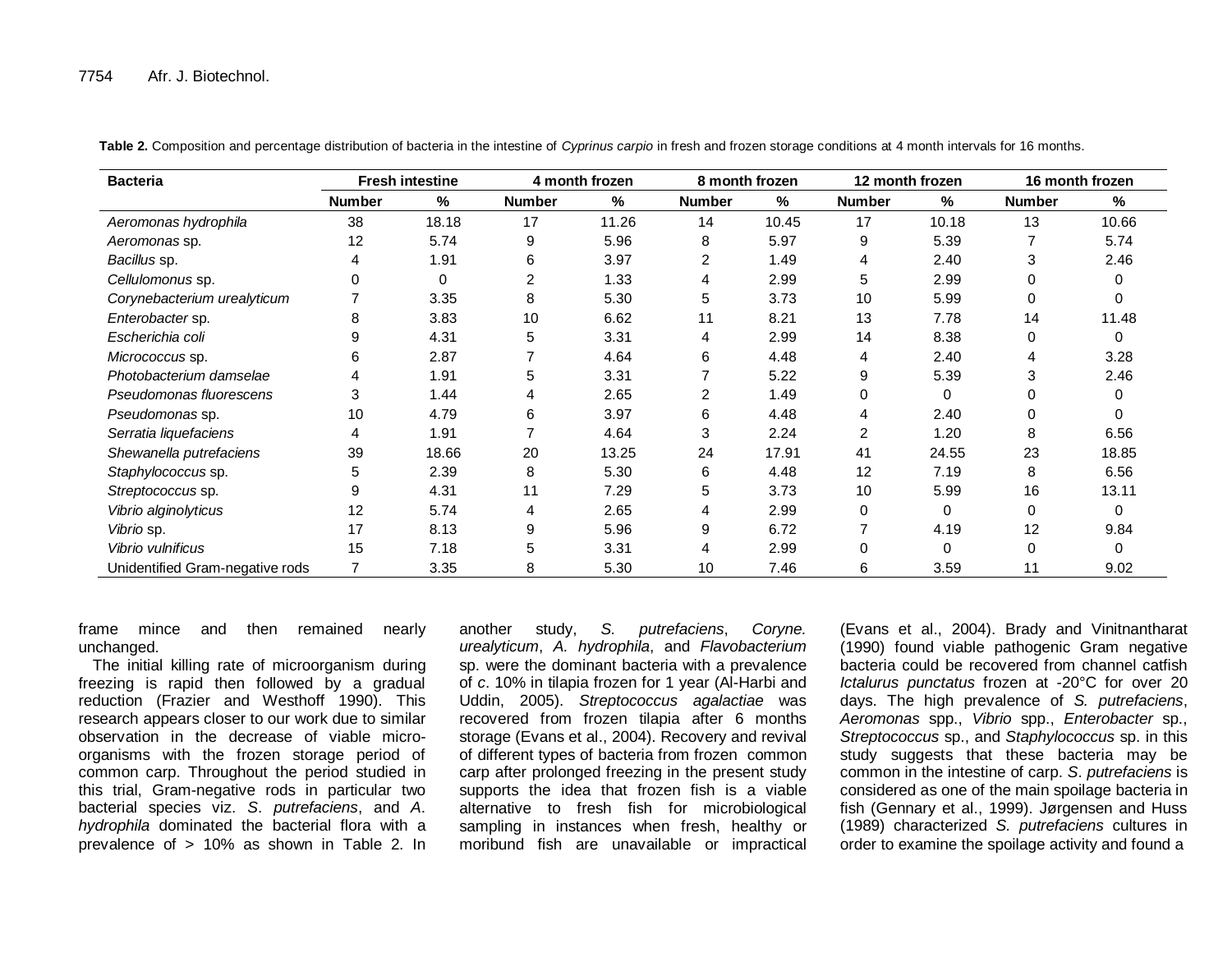**Table 2.** Composition and percentage distribution of bacteria in the intestine of *Cyprinus carpio* in fresh and frozen storage conditions at 4 month intervals for 16 months.

| Bacteria | Fresh intestine | | 4 month frozen | | 8 month frozen | | 12 month frozen | | 16 month frozen | |
|---|---|---|---|---|---|---|---|---|---|---|
| | Number | % | Number | % | Number | % | Number | % | Number | % |
| *Aeromonas hydrophila* | 38 | 18.18 | 17 | 11.26 | 14 | 10.45 | 17 | 10.18 | 13 | 10.66 |
| *Aeromonas* sp. | 12 | 5.74 | 9 | 5.96 | 8 | 5.97 | 9 | 5.39 | 7 | 5.74 |
| *Bacillus* sp. | 4 | 1.91 | 6 | 3.97 | 2 | 1.49 | 4 | 2.40 | 3 | 2.46 |
| *Cellulomonus* sp. | 0 | 0 | 2 | 1.33 | 4 | 2.99 | 5 | 2.99 | 0 | 0 |
| *Corynebacterium urealyticum* | 7 | 3.35 | 8 | 5.30 | 5 | 3.73 | 10 | 5.99 | 0 | 0 |
| *Enterobacter* sp. | 8 | 3.83 | 10 | 6.62 | 11 | 8.21 | 13 | 7.78 | 14 | 11.48 |
| *Escherichia coli* | 9 | 4.31 | 5 | 3.31 | 4 | 2.99 | 14 | 8.38 | 0 | 0 |
| *Micrococcus* sp. | 6 | 2.87 | 7 | 4.64 | 6 | 4.48 | 4 | 2.40 | 4 | 3.28 |
| *Photobacterium damselae* | 4 | 1.91 | 5 | 3.31 | 7 | 5.22 | 9 | 5.39 | 3 | 2.46 |
| *Pseudomonas fluorescens* | 3 | 1.44 | 4 | 2.65 | 2 | 1.49 | 0 | 0 | 0 | 0 |
| *Pseudomonas* sp. | 10 | 4.79 | 6 | 3.97 | 6 | 4.48 | 4 | 2.40 | 0 | 0 |
| *Serratia liquefaciens* | 4 | 1.91 | 7 | 4.64 | 3 | 2.24 | 2 | 1.20 | 8 | 6.56 |
| *Shewanella putrefaciens* | 39 | 18.66 | 20 | 13.25 | 24 | 17.91 | 41 | 24.55 | 23 | 18.85 |
| *Staphylococcus* sp. | 5 | 2.39 | 8 | 5.30 | 6 | 4.48 | 12 | 7.19 | 8 | 6.56 |
| *Streptococcus* sp. | 9 | 4.31 | 11 | 7.29 | 5 | 3.73 | 10 | 5.99 | 16 | 13.11 |
| *Vibrio alginolyticus* | 12 | 5.74 | 4 | 2.65 | 4 | 2.99 | 0 | 0 | 0 | 0 |
| *Vibrio* sp. | 17 | 8.13 | 9 | 5.96 | 9 | 6.72 | 7 | 4.19 | 12 | 9.84 |
| *Vibrio vulnificus* | 15 | 7.18 | 5 | 3.31 | 4 | 2.99 | 0 | 0 | 0 | 0 |
| Unidentified Gram-negative rods | 7 | 3.35 | 8 | 5.30 | 10 | 7.46 | 6 | 3.59 | 11 | 9.02 |

frame mince and then remained nearly unchanged.

The initial killing rate of microorganism during freezing is rapid then followed by a gradual reduction (Frazier and Westhoff 1990). This research appears closer to our work due to similar observation in the decrease of viable micro-organisms with the frozen storage period of common carp. Throughout the period studied in this trial, Gram-negative rods in particular two bacterial species viz. *S. putrefaciens*, and *A. hydrophila* dominated the bacterial flora with a prevalence of > 10% as shown in Table 2. In another study, *S. putrefaciens*, *Coryne. urealyticum*, *A. hydrophila*, and *Flavobacterium* sp. were the dominant bacteria with a prevalence of *c*. 10% in tilapia frozen for 1 year (Al-Harbi and Uddin, 2005). *Streptococcus agalactiae* was recovered from frozen tilapia after 6 months storage (Evans et al., 2004). Recovery and revival of different types of bacteria from frozen common carp after prolonged freezing in the present study supports the idea that frozen fish is a viable alternative to fresh fish for microbiological sampling in instances when fresh, healthy or moribund fish are unavailable or impractical (Evans et al., 2004). Brady and Vinitnantharat (1990) found viable pathogenic Gram negative bacteria could be recovered from channel catfish *Ictalurus punctatus* frozen at -20°C for over 20 days. The high prevalence of *S. putrefaciens*, *Aeromonas* spp., *Vibrio* spp., *Enterobacter* sp., *Streptococcus* sp., and *Staphylococcus* sp. in this study suggests that these bacteria may be common in the intestine of carp. *S. putrefaciens* is considered as one of the main spoilage bacteria in fish (Gennary et al., 1999). Jørgensen and Huss (1989) characterized *S. putrefaciens* cultures in order to examine the spoilage activity and found a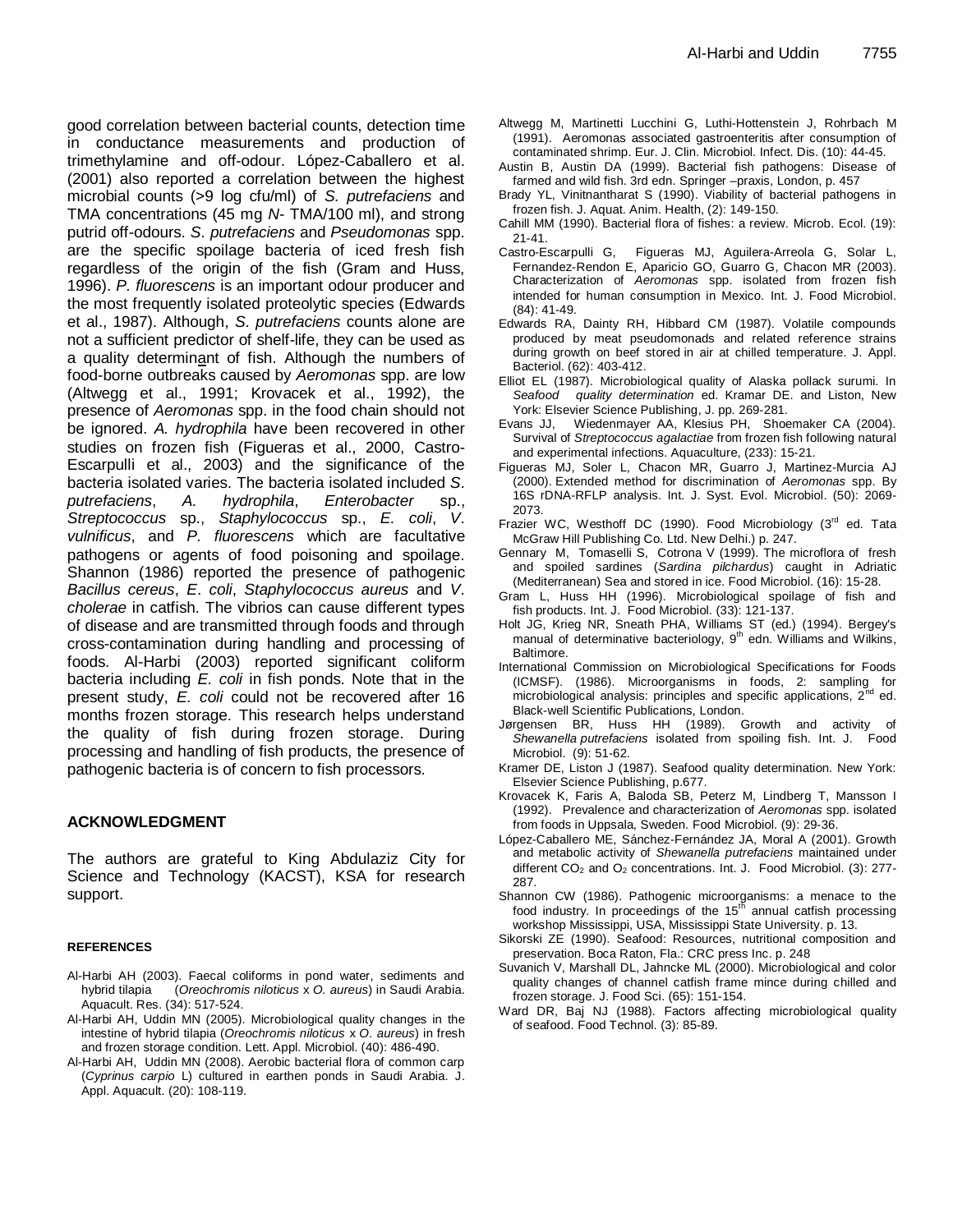good correlation between bacterial counts, detection time in conductance measurements and production of trimethylamine and off-odour. López-Caballero et al. (2001) also reported a correlation between the highest microbial counts (>9 log cfu/ml) of *S. putrefaciens* and TMA concentrations (45 mg *N*- TMA/100 ml), and strong putrid off-odours. *S*. *putrefaciens* and *Pseudomonas* spp. are the specific spoilage bacteria of iced fresh fish regardless of the origin of the fish (Gram and Huss, 1996). *P. fluorescens* is an important odour producer and the most frequently isolated proteolytic species (Edwards et al., 1987). Although, *S*. *putrefaciens* counts alone are not a sufficient predictor of shelf-life, they can be used as a quality determinant of fish. Although the numbers of food-borne outbreaks caused by *Aeromonas* spp. are low (Altwegg et al., 1991; Krovacek et al., 1992), the presence of *Aeromonas* spp. in the food chain should not be ignored. *A. hydrophila* have been recovered in other studies on frozen fish (Figueras et al., 2000, Castro-Escarpulli et al., 2003) and the significance of the bacteria isolated varies. The bacteria isolated included *S*. *putrefaciens*, *A. hydrophila*, *Enterobacter* sp., *Streptococcus* sp., *Staphylococcus* sp., *E. coli*, *V*. *vulnificus*, and *P. fluorescens* which are facultative pathogens or agents of food poisoning and spoilage. Shannon (1986) reported the presence of pathogenic *Bacillus cereus*, *E*. *coli*, *Staphylococcus aureus* and *V*. *cholerae* in catfish. The vibrios can cause different types of disease and are transmitted through foods and through cross-contamination during handling and processing of foods. Al-Harbi (2003) reported significant coliform bacteria including *E. coli* in fish ponds. Note that in the present study, *E. coli* could not be recovered after 16 months frozen storage. This research helps understand the quality of fish during frozen storage. During processing and handling of fish products, the presence of pathogenic bacteria is of concern to fish processors.

## ACKNOWLEDGMENT

The authors are grateful to King Abdulaziz City for Science and Technology (KACST), KSA for research support.

## REFERENCES

Al-Harbi AH (2003). Faecal coliforms in pond water, sediments and hybrid tilapia (*Oreochromis niloticus* x *O. aureus*) in Saudi Arabia. Aquacult. Res. (34): 517-524.

Al-Harbi AH, Uddin MN (2005). Microbiological quality changes in the intestine of hybrid tilapia (*Oreochromis niloticus* x *O*. *aureus*) in fresh and frozen storage condition. Lett. Appl. Microbiol. (40): 486-490.

Al-Harbi AH, Uddin MN (2008). Aerobic bacterial flora of common carp (*Cyprinus carpio* L) cultured in earthen ponds in Saudi Arabia. J. Appl. Aquacult. (20): 108-119.

Altwegg M, Martinetti Lucchini G, Luthi-Hottenstein J, Rohrbach M (1991). Aeromonas associated gastroenteritis after consumption of contaminated shrimp. Eur. J. Clin. Microbiol. Infect. Dis. (10): 44-45.

Austin B, Austin DA (1999). Bacterial fish pathogens: Disease of farmed and wild fish. 3rd edn. Springer –praxis, London, p. 457

Brady YL, Vinitnantharat S (1990). Viability of bacterial pathogens in frozen fish. J. Aquat. Anim. Health, (2): 149-150.

Cahill MM (1990). Bacterial flora of fishes: a review. Microb. Ecol. (19): 21-41.

Castro-Escarpulli G, Figueras MJ, Aguilera-Arreola G, Solar L, Fernandez-Rendon E, Aparicio GO, Guarro G, Chacon MR (2003). Characterization of *Aeromonas* spp. isolated from frozen fish intended for human consumption in Mexico. Int. J. Food Microbiol. (84): 41-49.

Edwards RA, Dainty RH, Hibbard CM (1987). Volatile compounds produced by meat pseudomonads and related reference strains during growth on beef stored in air at chilled temperature. J. Appl. Bacteriol. (62): 403-412.

Elliot EL (1987). Microbiological quality of Alaska pollack surumi. In *Seafood quality determination* ed. Kramar DE. and Liston, New York: Elsevier Science Publishing, J. pp. 269-281.

Evans JJ, Wiedenmayer AA, Klesius PH, Shoemaker CA (2004). Survival of *Streptococcus agalactiae* from frozen fish following natural and experimental infections. Aquaculture, (233): 15-21.

Figueras MJ, Soler L, Chacon MR, Guarro J, Martinez-Murcia AJ (2000). Extended method for discrimination of *Aeromonas* spp. By 16S rDNA-RFLP analysis. Int. J. Syst. Evol. Microbiol. (50): 2069-2073.

Frazier WC, Westhoff DC (1990). Food Microbiology (3rd ed. Tata McGraw Hill Publishing Co. Ltd. New Delhi.) p. 247.

Gennary M, Tomaselli S, Cotrona V (1999). The microflora of fresh and spoiled sardines (*Sardina pilchardus*) caught in Adriatic (Mediterranean) Sea and stored in ice. Food Microbiol. (16): 15-28.

Gram L, Huss HH (1996). Microbiological spoilage of fish and fish products. Int. J. Food Microbiol. (33): 121-137.

Holt JG, Krieg NR, Sneath PHA, Williams ST (ed.) (1994). Bergey's manual of determinative bacteriology, 9th edn. Williams and Wilkins, Baltimore.

International Commission on Microbiological Specifications for Foods (ICMSF). (1986). Microorganisms in foods, 2: sampling for microbiological analysis: principles and specific applications, 2nd ed. Black-well Scientific Publications, London.

Jørgensen BR, Huss HH (1989). Growth and activity of *Shewanella putrefaciens* isolated from spoiling fish. Int. J. Food Microbiol. (9): 51-62.

Kramer DE, Liston J (1987). Seafood quality determination. New York: Elsevier Science Publishing, p.677.

Krovacek K, Faris A, Baloda SB, Peterz M, Lindberg T, Mansson I (1992). Prevalence and characterization of *Aeromonas* spp. isolated from foods in Uppsala, Sweden. Food Microbiol. (9): 29-36.

López-Caballero ME, Sánchez-Fernández JA, Moral A (2001). Growth and metabolic activity of *Shewanella putrefaciens* maintained under different $CO_2$ and $O_2$ concentrations. Int. J. Food Microbiol. (3): 277-287.

Shannon CW (1986). Pathogenic microorganisms: a menace to the food industry. In proceedings of the 15th annual catfish processing workshop Mississippi, USA, Mississippi State University. p. 13.

Sikorski ZE (1990). Seafood: Resources, nutritional composition and preservation. Boca Raton, Fla.: CRC press Inc. p. 248

Suvanich V, Marshall DL, Jahncke ML (2000). Microbiological and color quality changes of channel catfish frame mince during chilled and frozen storage. J. Food Sci. (65): 151-154.

Ward DR, Baj NJ (1988). Factors affecting microbiological quality of seafood. Food Technol. (3): 85-89.